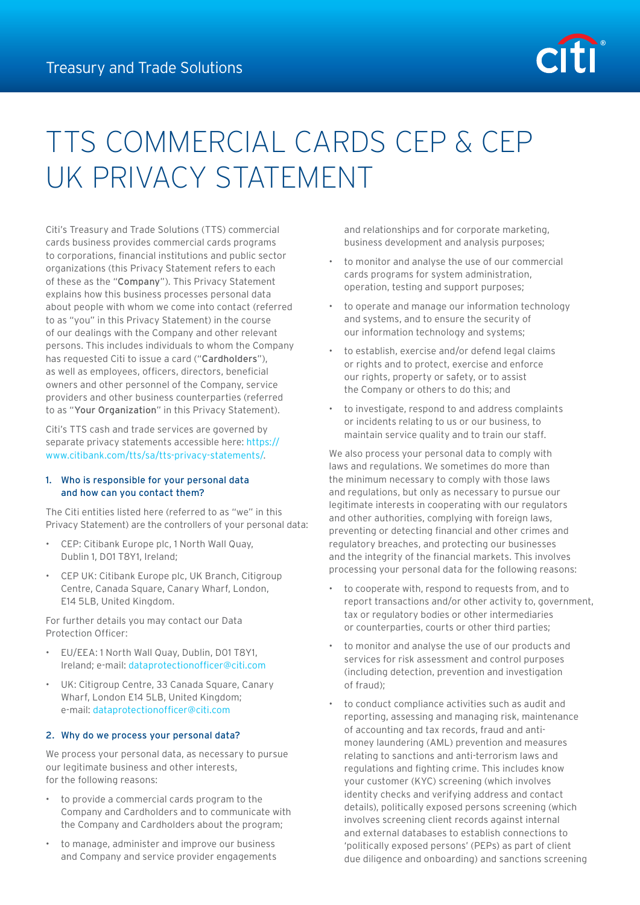Treasury and Trade Solutions

# TTS COMMERCIAL CARDS CEP & CEP UK PRIVACY STATEMENT

Citi's Treasury and Trade Solutions (TTS) commercial cards business provides commercial cards programs to corporations, financial institutions and public sector organizations (this Privacy Statement refers to each of these as the "**Company**"). This Privacy Statement explains how this business processes personal data about people with whom we come into contact (referred to as "you" in this Privacy Statement) in the course of our dealings with the Company and other relevant persons. This includes individuals to whom the Company has requested Citi to issue a card ("**Cardholders**"), as well as employees, officers, directors, beneficial owners and other personnel of the Company, service providers and other business counterparties (referred to as "**Your Organization**" in this Privacy Statement).

Citi's TTS cash and trade services are governed by separate privacy statements accessible here: https://www.citibank.com/tts/sa/tts-privacy-statements/.

## 1. Who is responsible for your personal data and how can you contact them?

The Citi entities listed here (referred to as "we" in this Privacy Statement) are the controllers of your personal data:

- CEP: Citibank Europe plc, 1 North Wall Quay, Dublin 1, D01 T8Y1, Ireland;
- CEP UK: Citibank Europe plc, UK Branch, Citigroup Centre, Canada Square, Canary Wharf, London, E14 5LB, United Kingdom.

For further details you may contact our Data Protection Officer:

- EU/EEA: 1 North Wall Quay, Dublin, D01 T8Y1, Ireland; e-mail: dataprotectionofficer@citi.com
- UK: Citigroup Centre, 33 Canada Square, Canary Wharf, London E14 5LB, United Kingdom; e-mail: dataprotectionofficer@citi.com

## 2. Why do we process your personal data?

We process your personal data, as necessary to pursue our legitimate business and other interests, for the following reasons:

- to provide a commercial cards program to the Company and Cardholders and to communicate with the Company and Cardholders about the program;
- to manage, administer and improve our business and Company and service provider engagements and relationships and for corporate marketing, business development and analysis purposes;
- to monitor and analyse the use of our commercial cards programs for system administration, operation, testing and support purposes;
- to operate and manage our information technology and systems, and to ensure the security of our information technology and systems;
- to establish, exercise and/or defend legal claims or rights and to protect, exercise and enforce our rights, property or safety, or to assist the Company or others to do this; and
- to investigate, respond to and address complaints or incidents relating to us or our business, to maintain service quality and to train our staff.

We also process your personal data to comply with laws and regulations. We sometimes do more than the minimum necessary to comply with those laws and regulations, but only as necessary to pursue our legitimate interests in cooperating with our regulators and other authorities, complying with foreign laws, preventing or detecting financial and other crimes and regulatory breaches, and protecting our businesses and the integrity of the financial markets. This involves processing your personal data for the following reasons:

- to cooperate with, respond to requests from, and to report transactions and/or other activity to, government, tax or regulatory bodies or other intermediaries or counterparties, courts or other third parties;
- to monitor and analyse the use of our products and services for risk assessment and control purposes (including detection, prevention and investigation of fraud);
- to conduct compliance activities such as audit and reporting, assessing and managing risk, maintenance of accounting and tax records, fraud and anti-money laundering (AML) prevention and measures relating to sanctions and anti-terrorism laws and regulations and fighting crime. This includes know your customer (KYC) screening (which involves identity checks and verifying address and contact details), politically exposed persons screening (which involves screening client records against internal and external databases to establish connections to 'politically exposed persons' (PEPs) as part of client due diligence and onboarding) and sanctions screening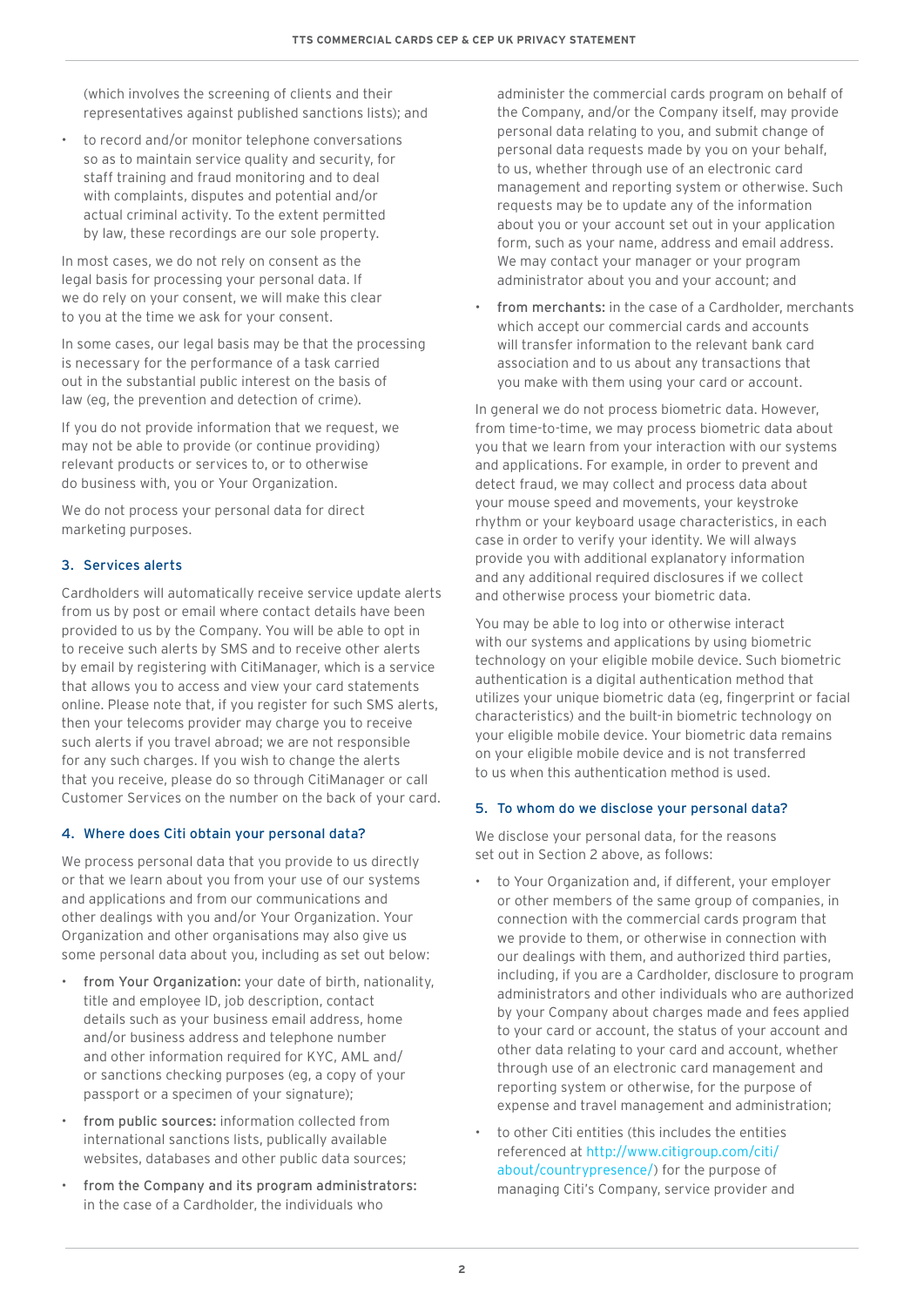(which involves the screening of clients and their representatives against published sanctions lists); and

- to record and/or monitor telephone conversations so as to maintain service quality and security, for staff training and fraud monitoring and to deal with complaints, disputes and potential and/or actual criminal activity. To the extent permitted by law, these recordings are our sole property.

In most cases, we do not rely on consent as the legal basis for processing your personal data. If we do rely on your consent, we will make this clear to you at the time we ask for your consent.

In some cases, our legal basis may be that the processing is necessary for the performance of a task carried out in the substantial public interest on the basis of law (eg, the prevention and detection of crime).

If you do not provide information that we request, we may not be able to provide (or continue providing) relevant products or services to, or to otherwise do business with, you or Your Organization.

We do not process your personal data for direct marketing purposes.

## 3. Services alerts

Cardholders will automatically receive service update alerts from us by post or email where contact details have been provided to us by the Company. You will be able to opt in to receive such alerts by SMS and to receive other alerts by email by registering with CitiManager, which is a service that allows you to access and view your card statements online. Please note that, if you register for such SMS alerts, then your telecoms provider may charge you to receive such alerts if you travel abroad; we are not responsible for any such charges. If you wish to change the alerts that you receive, please do so through CitiManager or call Customer Services on the number on the back of your card.

## 4. Where does Citi obtain your personal data?

We process personal data that you provide to us directly or that we learn about you from your use of our systems and applications and from our communications and other dealings with you and/or Your Organization. Your Organization and other organisations may also give us some personal data about you, including as set out below:

- **from Your Organization:** your date of birth, nationality, title and employee ID, job description, contact details such as your business email address, home and/or business address and telephone number and other information required for KYC, AML and/or sanctions checking purposes (eg, a copy of your passport or a specimen of your signature);
- **from public sources:** information collected from international sanctions lists, publically available websites, databases and other public data sources;
- **from the Company and its program administrators:** in the case of a Cardholder, the individuals who administer the commercial cards program on behalf of the Company, and/or the Company itself, may provide personal data relating to you, and submit change of personal data requests made by you on your behalf, to us, whether through use of an electronic card management and reporting system or otherwise. Such requests may be to update any of the information about you or your account set out in your application form, such as your name, address and email address. We may contact your manager or your program administrator about you and your account; and
- **from merchants:** in the case of a Cardholder, merchants which accept our commercial cards and accounts will transfer information to the relevant bank card association and to us about any transactions that you make with them using your card or account.

In general we do not process biometric data. However, from time-to-time, we may process biometric data about you that we learn from your interaction with our systems and applications. For example, in order to prevent and detect fraud, we may collect and process data about your mouse speed and movements, your keystroke rhythm or your keyboard usage characteristics, in each case in order to verify your identity. We will always provide you with additional explanatory information and any additional required disclosures if we collect and otherwise process your biometric data.

You may be able to log into or otherwise interact with our systems and applications by using biometric technology on your eligible mobile device. Such biometric authentication is a digital authentication method that utilizes your unique biometric data (eg, fingerprint or facial characteristics) and the built-in biometric technology on your eligible mobile device. Your biometric data remains on your eligible mobile device and is not transferred to us when this authentication method is used.

## 5. To whom do we disclose your personal data?

We disclose your personal data, for the reasons set out in Section 2 above, as follows:

- to Your Organization and, if different, your employer or other members of the same group of companies, in connection with the commercial cards program that we provide to them, or otherwise in connection with our dealings with them, and authorized third parties, including, if you are a Cardholder, disclosure to program administrators and other individuals who are authorized by your Company about charges made and fees applied to your card or account, the status of your account and other data relating to your card and account, whether through use of an electronic card management and reporting system or otherwise, for the purpose of expense and travel management and administration;
- to other Citi entities (this includes the entities referenced at http://www.citigroup.com/citi/about/countrypresence/) for the purpose of managing Citi's Company, service provider and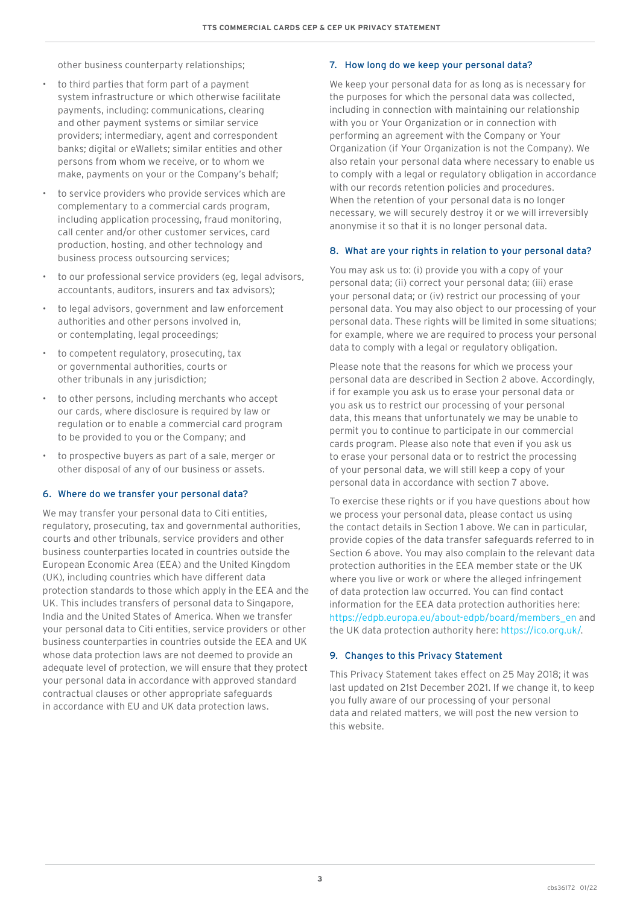other business counterparty relationships;

- to third parties that form part of a payment system infrastructure or which otherwise facilitate payments, including: communications, clearing and other payment systems or similar service providers; intermediary, agent and correspondent banks; digital or eWallets; similar entities and other persons from whom we receive, or to whom we make, payments on your or the Company's behalf;
- to service providers who provide services which are complementary to a commercial cards program, including application processing, fraud monitoring, call center and/or other customer services, card production, hosting, and other technology and business process outsourcing services;
- to our professional service providers (eg, legal advisors, accountants, auditors, insurers and tax advisors);
- to legal advisors, government and law enforcement authorities and other persons involved in, or contemplating, legal proceedings;
- to competent regulatory, prosecuting, tax or governmental authorities, courts or other tribunals in any jurisdiction;
- to other persons, including merchants who accept our cards, where disclosure is required by law or regulation or to enable a commercial card program to be provided to you or the Company; and
- to prospective buyers as part of a sale, merger or other disposal of any of our business or assets.

## 6. Where do we transfer your personal data?

We may transfer your personal data to Citi entities, regulatory, prosecuting, tax and governmental authorities, courts and other tribunals, service providers and other business counterparties located in countries outside the European Economic Area (EEA) and the United Kingdom (UK), including countries which have different data protection standards to those which apply in the EEA and the UK. This includes transfers of personal data to Singapore, India and the United States of America. When we transfer your personal data to Citi entities, service providers or other business counterparties in countries outside the EEA and UK whose data protection laws are not deemed to provide an adequate level of protection, we will ensure that they protect your personal data in accordance with approved standard contractual clauses or other appropriate safeguards in accordance with EU and UK data protection laws.

## 7. How long do we keep your personal data?

We keep your personal data for as long as is necessary for the purposes for which the personal data was collected, including in connection with maintaining our relationship with you or Your Organization or in connection with performing an agreement with the Company or Your Organization (if Your Organization is not the Company). We also retain your personal data where necessary to enable us to comply with a legal or regulatory obligation in accordance with our records retention policies and procedures. When the retention of your personal data is no longer necessary, we will securely destroy it or we will irreversibly anonymise it so that it is no longer personal data.

## 8. What are your rights in relation to your personal data?

You may ask us to: (i) provide you with a copy of your personal data; (ii) correct your personal data; (iii) erase your personal data; or (iv) restrict our processing of your personal data. You may also object to our processing of your personal data. These rights will be limited in some situations; for example, where we are required to process your personal data to comply with a legal or regulatory obligation.

Please note that the reasons for which we process your personal data are described in Section 2 above. Accordingly, if for example you ask us to erase your personal data or you ask us to restrict our processing of your personal data, this means that unfortunately we may be unable to permit you to continue to participate in our commercial cards program. Please also note that even if you ask us to erase your personal data or to restrict the processing of your personal data, we will still keep a copy of your personal data in accordance with section 7 above.

To exercise these rights or if you have questions about how we process your personal data, please contact us using the contact details in Section 1 above. We can in particular, provide copies of the data transfer safeguards referred to in Section 6 above. You may also complain to the relevant data protection authorities in the EEA member state or the UK where you live or work or where the alleged infringement of data protection law occurred. You can find contact information for the EEA data protection authorities here: https://edpb.europa.eu/about-edpb/board/members_en and the UK data protection authority here: https://ico.org.uk/.

## 9. Changes to this Privacy Statement

This Privacy Statement takes effect on 25 May 2018; it was last updated on 21st December 2021. If we change it, to keep you fully aware of our processing of your personal data and related matters, we will post the new version to this website.